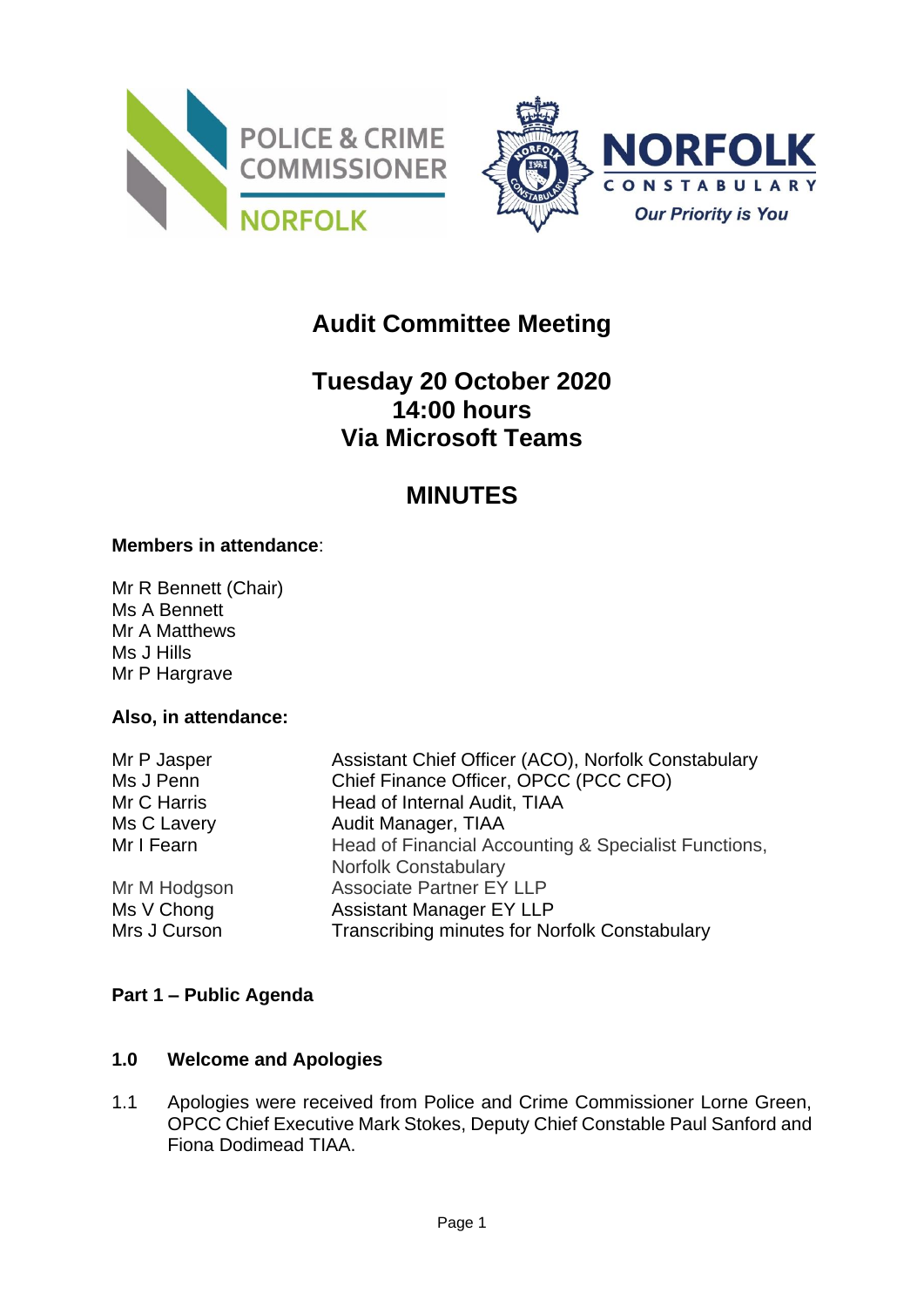# Audit Committee Meeting

## Tuesday 20 October 2020
## 14:00 hours
## Via Microsoft Teams

# MINUTES

**Members in attendance**:

Mr R Bennett (Chair)
Ms A Bennett
Mr A Matthews
Ms J Hills
Mr P Hargrave

**Also, in attendance:**

| | |
|---|---|
| Mr P Jasper | Assistant Chief Officer (ACO), Norfolk Constabulary |
| Ms J Penn | Chief Finance Officer, OPCC (PCC CFO) |
| Mr C Harris | Head of Internal Audit, TIAA |
| Ms C Lavery | Audit Manager, TIAA |
| Mr I Fearn | Head of Financial Accounting & Specialist Functions, Norfolk Constabulary |
| Mr M Hodgson | Associate Partner EY LLP |
| Ms V Chong | Assistant Manager EY LLP |
| Mrs J Curson | Transcribing minutes for Norfolk Constabulary |

**Part 1 – Public Agenda**

**1.0 Welcome and Apologies**

1.1 Apologies were received from Police and Crime Commissioner Lorne Green, OPCC Chief Executive Mark Stokes, Deputy Chief Constable Paul Sanford and Fiona Dodimead TIAA.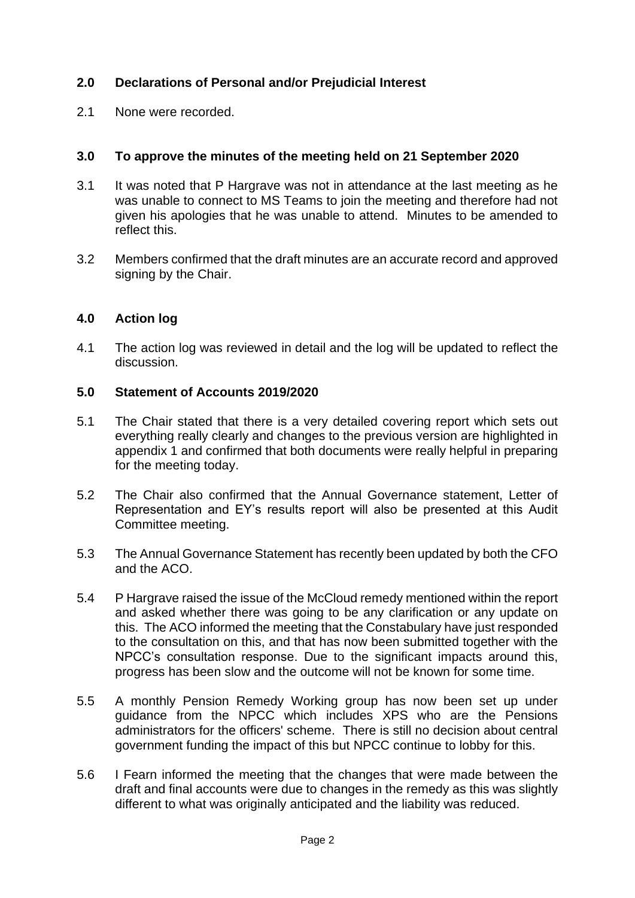## 2.0 Declarations of Personal and/or Prejudicial Interest

2.1 None were recorded.

## 3.0 To approve the minutes of the meeting held on 21 September 2020

3.1 It was noted that P Hargrave was not in attendance at the last meeting as he was unable to connect to MS Teams to join the meeting and therefore had not given his apologies that he was unable to attend. Minutes to be amended to reflect this.

3.2 Members confirmed that the draft minutes are an accurate record and approved signing by the Chair.

## 4.0 Action log

4.1 The action log was reviewed in detail and the log will be updated to reflect the discussion.

## 5.0 Statement of Accounts 2019/2020

5.1 The Chair stated that there is a very detailed covering report which sets out everything really clearly and changes to the previous version are highlighted in appendix 1 and confirmed that both documents were really helpful in preparing for the meeting today.

5.2 The Chair also confirmed that the Annual Governance statement, Letter of Representation and EY's results report will also be presented at this Audit Committee meeting.

5.3 The Annual Governance Statement has recently been updated by both the CFO and the ACO.

5.4 P Hargrave raised the issue of the McCloud remedy mentioned within the report and asked whether there was going to be any clarification or any update on this. The ACO informed the meeting that the Constabulary have just responded to the consultation on this, and that has now been submitted together with the NPCC's consultation response. Due to the significant impacts around this, progress has been slow and the outcome will not be known for some time.

5.5 A monthly Pension Remedy Working group has now been set up under guidance from the NPCC which includes XPS who are the Pensions administrators for the officers' scheme. There is still no decision about central government funding the impact of this but NPCC continue to lobby for this.

5.6 I Fearn informed the meeting that the changes that were made between the draft and final accounts were due to changes in the remedy as this was slightly different to what was originally anticipated and the liability was reduced.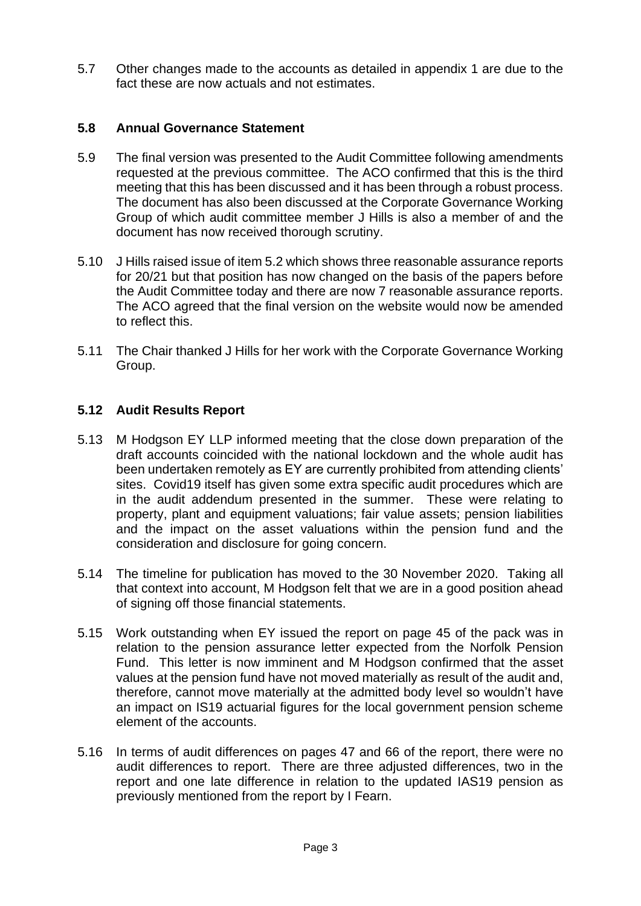5.7 Other changes made to the accounts as detailed in appendix 1 are due to the fact these are now actuals and not estimates.

**5.8 Annual Governance Statement**

5.9 The final version was presented to the Audit Committee following amendments requested at the previous committee. The ACO confirmed that this is the third meeting that this has been discussed and it has been through a robust process. The document has also been discussed at the Corporate Governance Working Group of which audit committee member J Hills is also a member of and the document has now received thorough scrutiny.

5.10 J Hills raised issue of item 5.2 which shows three reasonable assurance reports for 20/21 but that position has now changed on the basis of the papers before the Audit Committee today and there are now 7 reasonable assurance reports. The ACO agreed that the final version on the website would now be amended to reflect this.

5.11 The Chair thanked J Hills for her work with the Corporate Governance Working Group.

**5.12 Audit Results Report**

5.13 M Hodgson EY LLP informed meeting that the close down preparation of the draft accounts coincided with the national lockdown and the whole audit has been undertaken remotely as EY are currently prohibited from attending clients' sites. Covid19 itself has given some extra specific audit procedures which are in the audit addendum presented in the summer. These were relating to property, plant and equipment valuations; fair value assets; pension liabilities and the impact on the asset valuations within the pension fund and the consideration and disclosure for going concern.

5.14 The timeline for publication has moved to the 30 November 2020. Taking all that context into account, M Hodgson felt that we are in a good position ahead of signing off those financial statements.

5.15 Work outstanding when EY issued the report on page 45 of the pack was in relation to the pension assurance letter expected from the Norfolk Pension Fund. This letter is now imminent and M Hodgson confirmed that the asset values at the pension fund have not moved materially as result of the audit and, therefore, cannot move materially at the admitted body level so wouldn't have an impact on IS19 actuarial figures for the local government pension scheme element of the accounts.

5.16 In terms of audit differences on pages 47 and 66 of the report, there were no audit differences to report. There are three adjusted differences, two in the report and one late difference in relation to the updated IAS19 pension as previously mentioned from the report by I Fearn.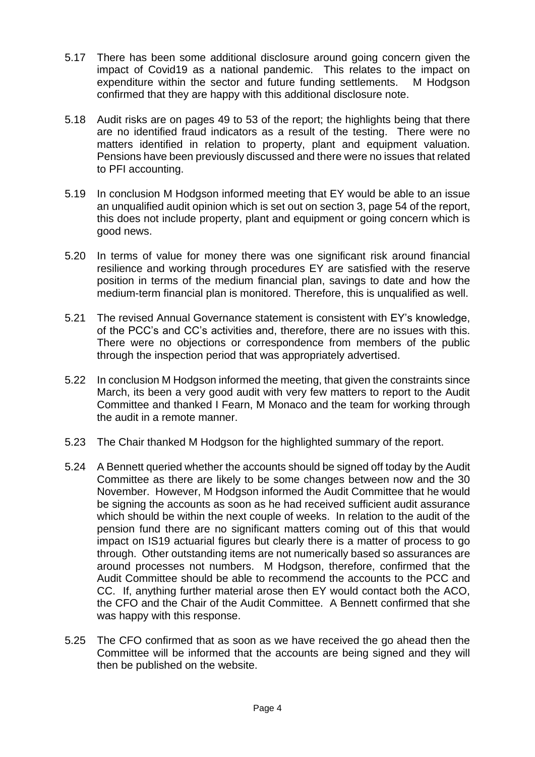5.17 There has been some additional disclosure around going concern given the impact of Covid19 as a national pandemic. This relates to the impact on expenditure within the sector and future funding settlements. M Hodgson confirmed that they are happy with this additional disclosure note.

5.18 Audit risks are on pages 49 to 53 of the report; the highlights being that there are no identified fraud indicators as a result of the testing. There were no matters identified in relation to property, plant and equipment valuation. Pensions have been previously discussed and there were no issues that related to PFI accounting.

5.19 In conclusion M Hodgson informed meeting that EY would be able to an issue an unqualified audit opinion which is set out on section 3, page 54 of the report, this does not include property, plant and equipment or going concern which is good news.

5.20 In terms of value for money there was one significant risk around financial resilience and working through procedures EY are satisfied with the reserve position in terms of the medium financial plan, savings to date and how the medium-term financial plan is monitored. Therefore, this is unqualified as well.

5.21 The revised Annual Governance statement is consistent with EY's knowledge, of the PCC's and CC's activities and, therefore, there are no issues with this. There were no objections or correspondence from members of the public through the inspection period that was appropriately advertised.

5.22 In conclusion M Hodgson informed the meeting, that given the constraints since March, its been a very good audit with very few matters to report to the Audit Committee and thanked I Fearn, M Monaco and the team for working through the audit in a remote manner.

5.23 The Chair thanked M Hodgson for the highlighted summary of the report.

5.24 A Bennett queried whether the accounts should be signed off today by the Audit Committee as there are likely to be some changes between now and the 30 November. However, M Hodgson informed the Audit Committee that he would be signing the accounts as soon as he had received sufficient audit assurance which should be within the next couple of weeks. In relation to the audit of the pension fund there are no significant matters coming out of this that would impact on IS19 actuarial figures but clearly there is a matter of process to go through. Other outstanding items are not numerically based so assurances are around processes not numbers. M Hodgson, therefore, confirmed that the Audit Committee should be able to recommend the accounts to the PCC and CC. If, anything further material arose then EY would contact both the ACO, the CFO and the Chair of the Audit Committee. A Bennett confirmed that she was happy with this response.

5.25 The CFO confirmed that as soon as we have received the go ahead then the Committee will be informed that the accounts are being signed and they will then be published on the website.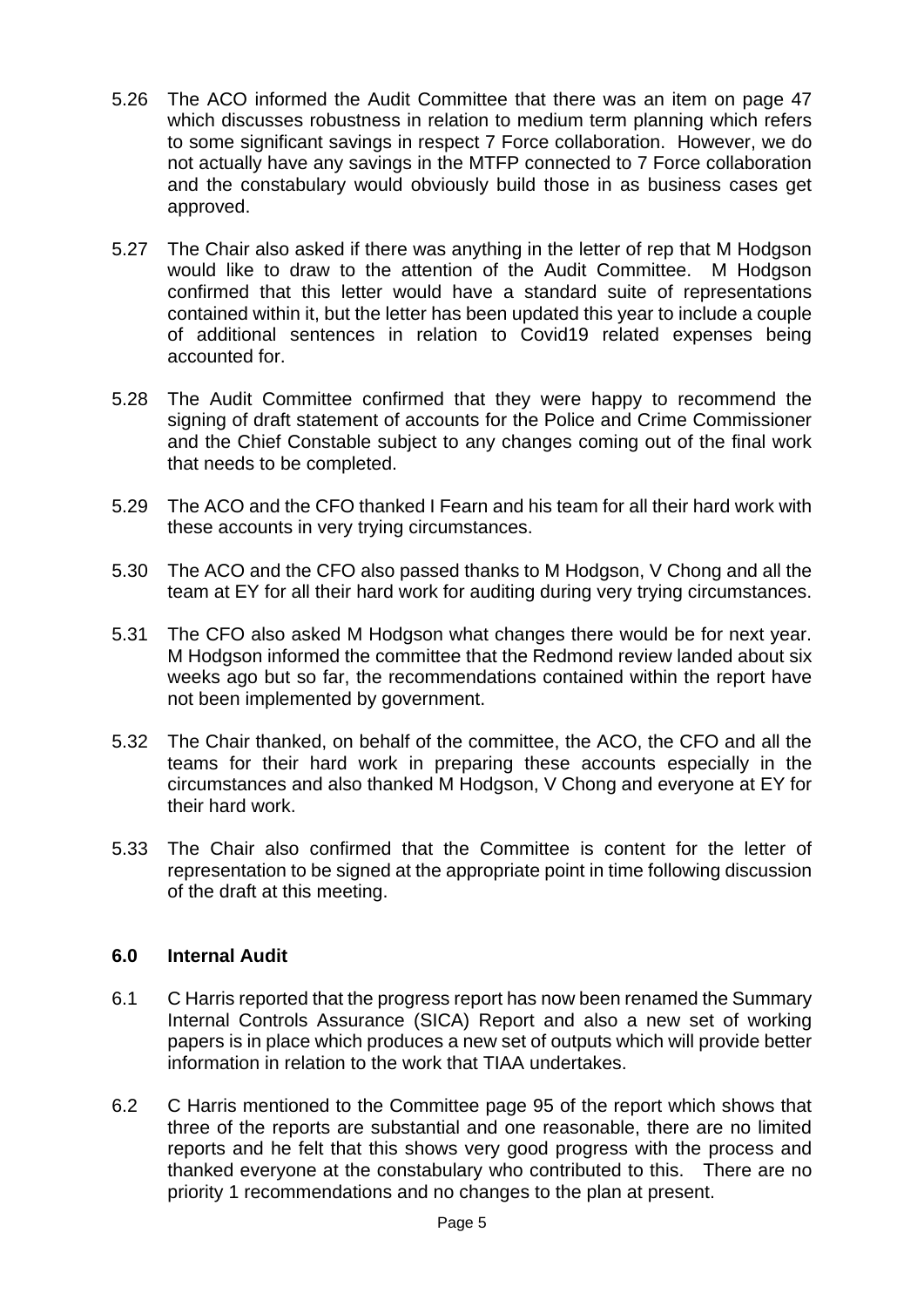5.26 The ACO informed the Audit Committee that there was an item on page 47 which discusses robustness in relation to medium term planning which refers to some significant savings in respect 7 Force collaboration. However, we do not actually have any savings in the MTFP connected to 7 Force collaboration and the constabulary would obviously build those in as business cases get approved.

5.27 The Chair also asked if there was anything in the letter of rep that M Hodgson would like to draw to the attention of the Audit Committee. M Hodgson confirmed that this letter would have a standard suite of representations contained within it, but the letter has been updated this year to include a couple of additional sentences in relation to Covid19 related expenses being accounted for.

5.28 The Audit Committee confirmed that they were happy to recommend the signing of draft statement of accounts for the Police and Crime Commissioner and the Chief Constable subject to any changes coming out of the final work that needs to be completed.

5.29 The ACO and the CFO thanked I Fearn and his team for all their hard work with these accounts in very trying circumstances.

5.30 The ACO and the CFO also passed thanks to M Hodgson, V Chong and all the team at EY for all their hard work for auditing during very trying circumstances.

5.31 The CFO also asked M Hodgson what changes there would be for next year. M Hodgson informed the committee that the Redmond review landed about six weeks ago but so far, the recommendations contained within the report have not been implemented by government.

5.32 The Chair thanked, on behalf of the committee, the ACO, the CFO and all the teams for their hard work in preparing these accounts especially in the circumstances and also thanked M Hodgson, V Chong and everyone at EY for their hard work.

5.33 The Chair also confirmed that the Committee is content for the letter of representation to be signed at the appropriate point in time following discussion of the draft at this meeting.

## 6.0 Internal Audit

6.1 C Harris reported that the progress report has now been renamed the Summary Internal Controls Assurance (SICA) Report and also a new set of working papers is in place which produces a new set of outputs which will provide better information in relation to the work that TIAA undertakes.

6.2 C Harris mentioned to the Committee page 95 of the report which shows that three of the reports are substantial and one reasonable, there are no limited reports and he felt that this shows very good progress with the process and thanked everyone at the constabulary who contributed to this. There are no priority 1 recommendations and no changes to the plan at present.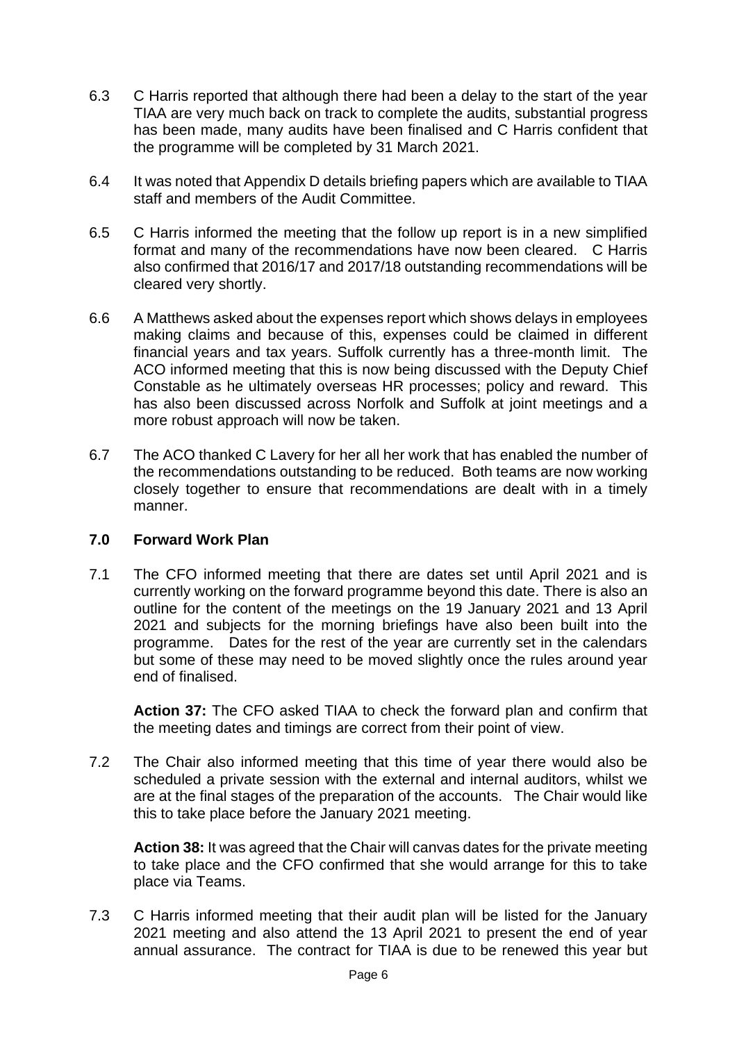6.3 C Harris reported that although there had been a delay to the start of the year TIAA are very much back on track to complete the audits, substantial progress has been made, many audits have been finalised and C Harris confident that the programme will be completed by 31 March 2021.

6.4 It was noted that Appendix D details briefing papers which are available to TIAA staff and members of the Audit Committee.

6.5 C Harris informed the meeting that the follow up report is in a new simplified format and many of the recommendations have now been cleared. C Harris also confirmed that 2016/17 and 2017/18 outstanding recommendations will be cleared very shortly.

6.6 A Matthews asked about the expenses report which shows delays in employees making claims and because of this, expenses could be claimed in different financial years and tax years. Suffolk currently has a three-month limit. The ACO informed meeting that this is now being discussed with the Deputy Chief Constable as he ultimately overseas HR processes; policy and reward. This has also been discussed across Norfolk and Suffolk at joint meetings and a more robust approach will now be taken.

6.7 The ACO thanked C Lavery for her all her work that has enabled the number of the recommendations outstanding to be reduced. Both teams are now working closely together to ensure that recommendations are dealt with in a timely manner.

## 7.0 Forward Work Plan

7.1 The CFO informed meeting that there are dates set until April 2021 and is currently working on the forward programme beyond this date. There is also an outline for the content of the meetings on the 19 January 2021 and 13 April 2021 and subjects for the morning briefings have also been built into the programme. Dates for the rest of the year are currently set in the calendars but some of these may need to be moved slightly once the rules around year end of finalised.

**Action 37:** The CFO asked TIAA to check the forward plan and confirm that the meeting dates and timings are correct from their point of view.

7.2 The Chair also informed meeting that this time of year there would also be scheduled a private session with the external and internal auditors, whilst we are at the final stages of the preparation of the accounts. The Chair would like this to take place before the January 2021 meeting.

**Action 38:** It was agreed that the Chair will canvas dates for the private meeting to take place and the CFO confirmed that she would arrange for this to take place via Teams.

7.3 C Harris informed meeting that their audit plan will be listed for the January 2021 meeting and also attend the 13 April 2021 to present the end of year annual assurance. The contract for TIAA is due to be renewed this year but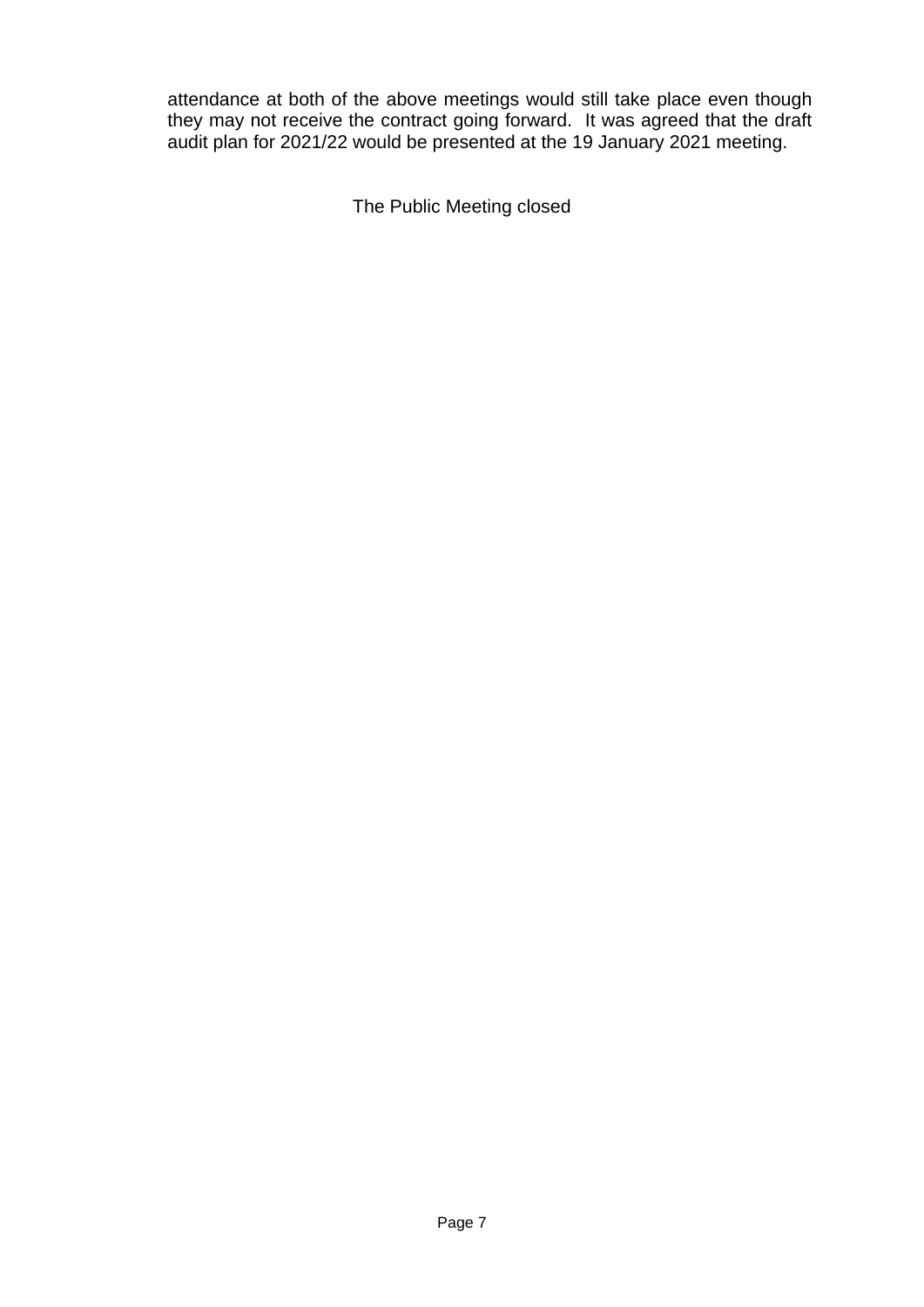attendance at both of the above meetings would still take place even though they may not receive the contract going forward. It was agreed that the draft audit plan for 2021/22 would be presented at the 19 January 2021 meeting.

The Public Meeting closed